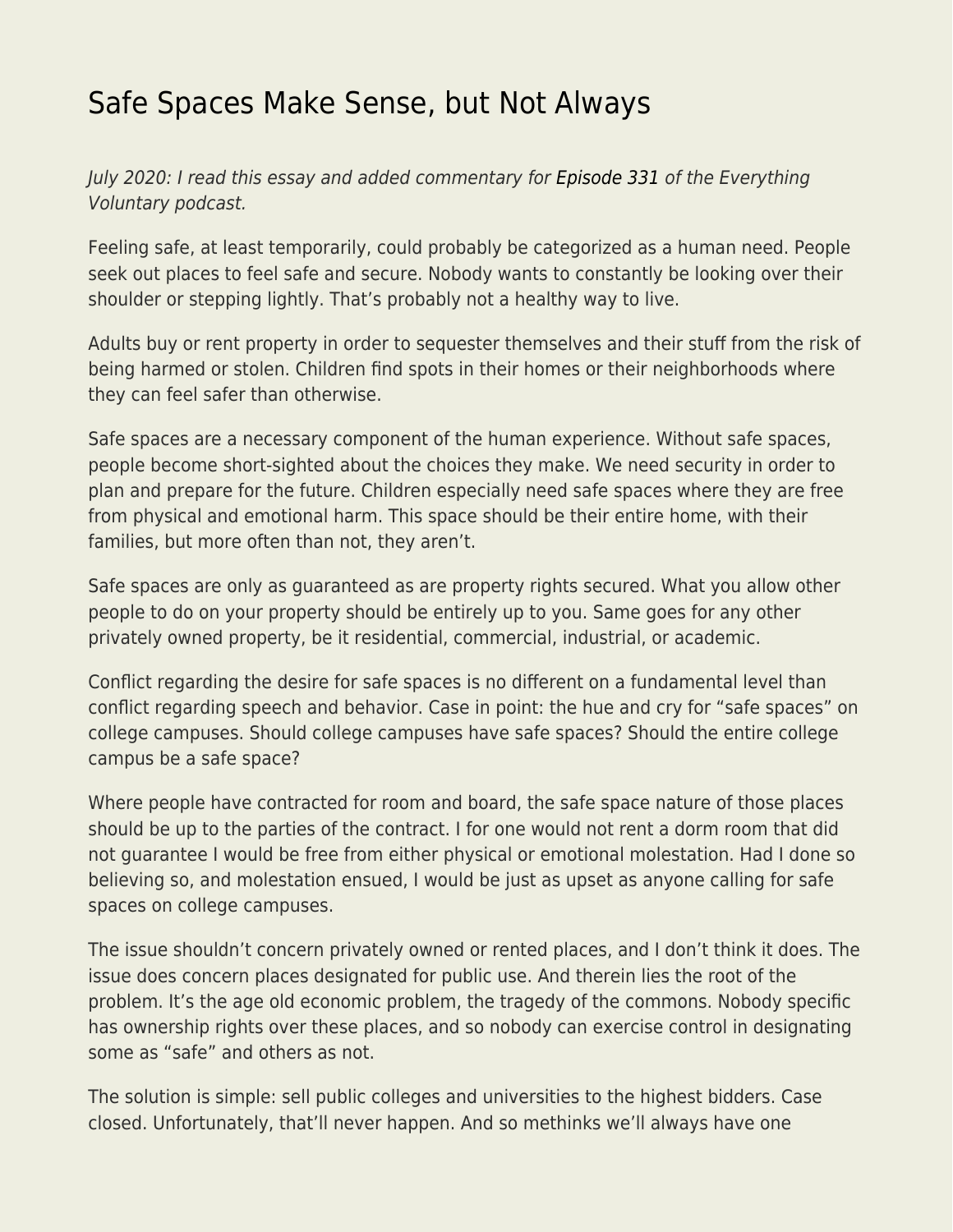# Safe Spaces Make Sense, but Not Always

*July 2020: I read this essay and added commentary for Episode 331 of the Everything Voluntary podcast.*

Feeling safe, at least temporarily, could probably be categorized as a human need. People seek out places to feel safe and secure. Nobody wants to constantly be looking over their shoulder or stepping lightly. That's probably not a healthy way to live.

Adults buy or rent property in order to sequester themselves and their stuff from the risk of being harmed or stolen. Children find spots in their homes or their neighborhoods where they can feel safer than otherwise.

Safe spaces are a necessary component of the human experience. Without safe spaces, people become short-sighted about the choices they make. We need security in order to plan and prepare for the future. Children especially need safe spaces where they are free from physical and emotional harm. This space should be their entire home, with their families, but more often than not, they aren't.

Safe spaces are only as guaranteed as are property rights secured. What you allow other people to do on your property should be entirely up to you. Same goes for any other privately owned property, be it residential, commercial, industrial, or academic.

Conflict regarding the desire for safe spaces is no different on a fundamental level than conflict regarding speech and behavior. Case in point: the hue and cry for "safe spaces" on college campuses. Should college campuses have safe spaces? Should the entire college campus be a safe space?

Where people have contracted for room and board, the safe space nature of those places should be up to the parties of the contract. I for one would not rent a dorm room that did not guarantee I would be free from either physical or emotional molestation. Had I done so believing so, and molestation ensued, I would be just as upset as anyone calling for safe spaces on college campuses.

The issue shouldn't concern privately owned or rented places, and I don't think it does. The issue does concern places designated for public use. And therein lies the root of the problem. It's the age old economic problem, the tragedy of the commons. Nobody specific has ownership rights over these places, and so nobody can exercise control in designating some as "safe" and others as not.

The solution is simple: sell public colleges and universities to the highest bidders. Case closed. Unfortunately, that'll never happen. And so methinks we'll always have one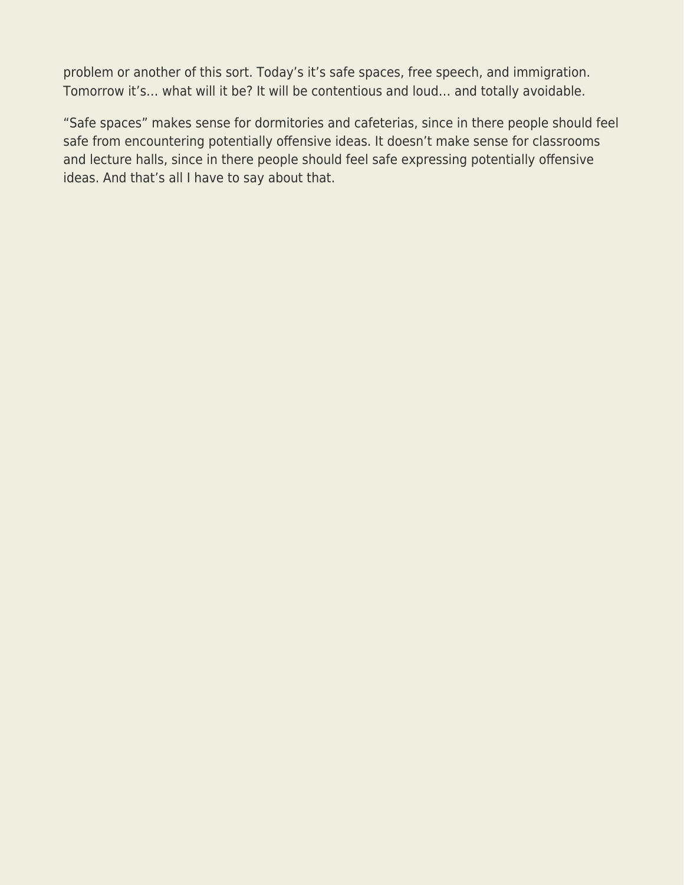problem or another of this sort. Today's it's safe spaces, free speech, and immigration. Tomorrow it's… what will it be? It will be contentious and loud… and totally avoidable.

"Safe spaces" makes sense for dormitories and cafeterias, since in there people should feel safe from encountering potentially offensive ideas. It doesn't make sense for classrooms and lecture halls, since in there people should feel safe expressing potentially offensive ideas. And that's all I have to say about that.